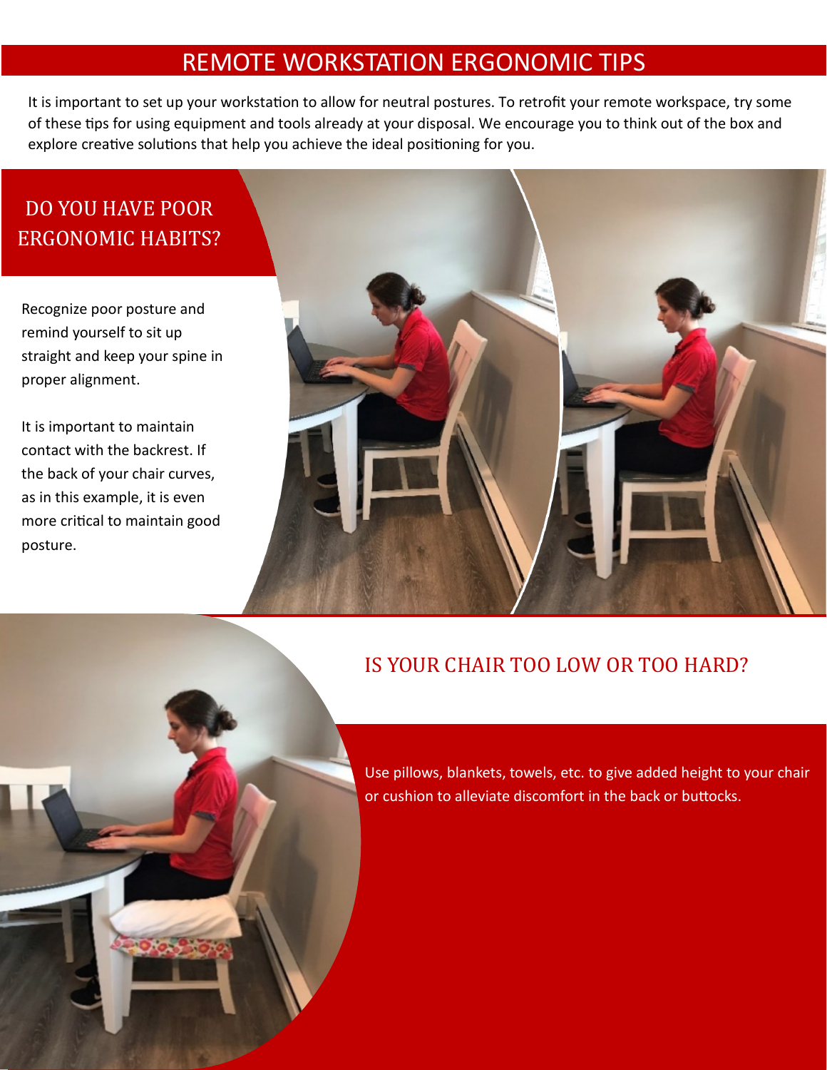# REMOTE WORKSTATION ERGONOMIC TIPS

It is important to set up your workstation to allow for neutral postures. To retrofit your remote workspace, try some of these tips for using equipment and tools already at your disposal. We encourage you to think out of the box and explore creative solutions that help you achieve the ideal positioning for you.

## DO YOU HAVE POOR ERGONOMIC HABITS?

Recognize poor posture and remind yourself to sit up straight and keep your spine in proper alignment.

It is important to maintain contact with the backrest. If the back of your chair curves, as in this example, it is even more critical to maintain good posture.

## IS YOUR CHAIR TOO LOW OR TOO HARD?

Use pillows, blankets, towels, etc. to give added height to your chair or cushion to alleviate discomfort in the back or buttocks.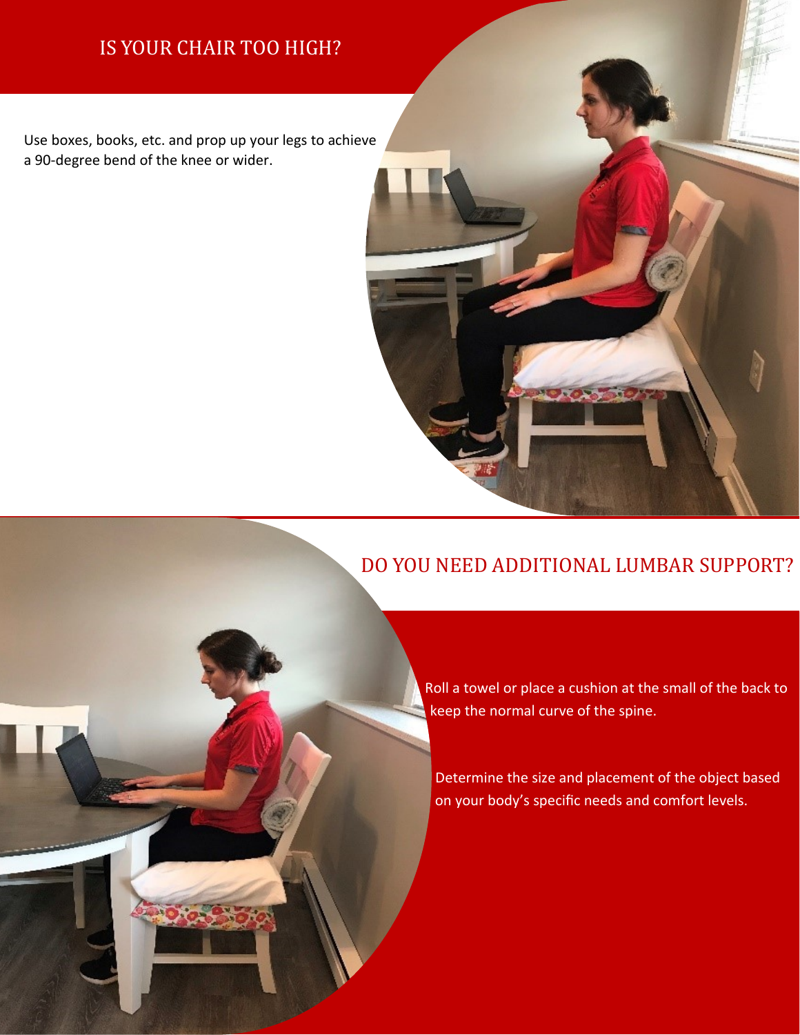## IS YOUR CHAIR TOO HIGH?

Use boxes, books, etc. and prop up your legs to achieve a 90-degree bend of the knee or wider.

## DO YOU NEED ADDITIONAL LUMBAR SUPPORT?

Roll a towel or place a cushion at the small of the back to keep the normal curve of the spine.

Determine the size and placement of the object based on your body's specific needs and comfort levels.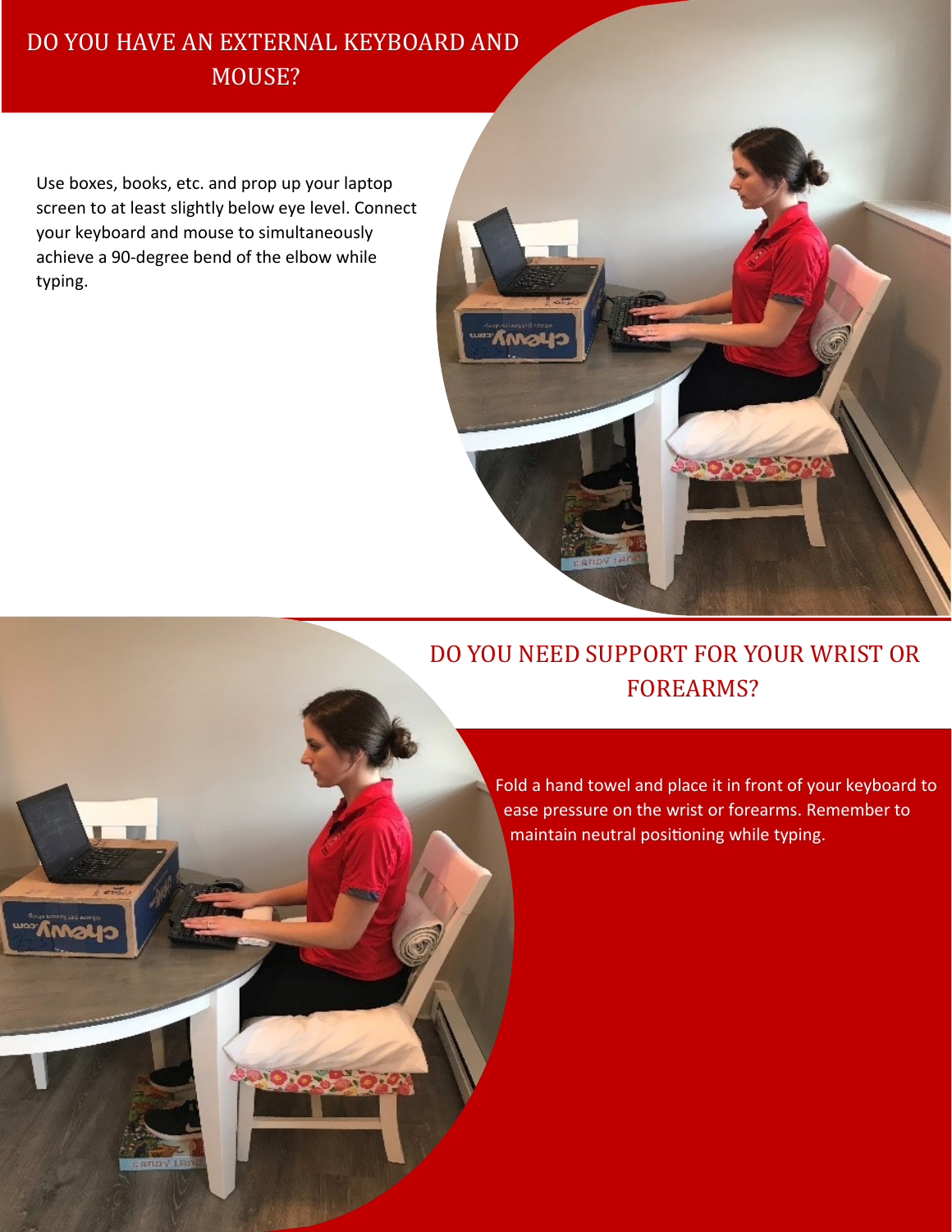## DO YOU HAVE AN EXTERNAL KEYBOARD AND MOUSE?

Use boxes, books, etc. and prop up your laptop screen to at least slightly below eye level. Connect your keyboard and mouse to simultaneously achieve a 90-degree bend of the elbow while typing.

## DO YOU NEED SUPPORT FOR YOUR WRIST OR FOREARMS?

Fold a hand towel and place it in front of your keyboard to ease pressure on the wrist or forearms. Remember to maintain neutral positioning while typing.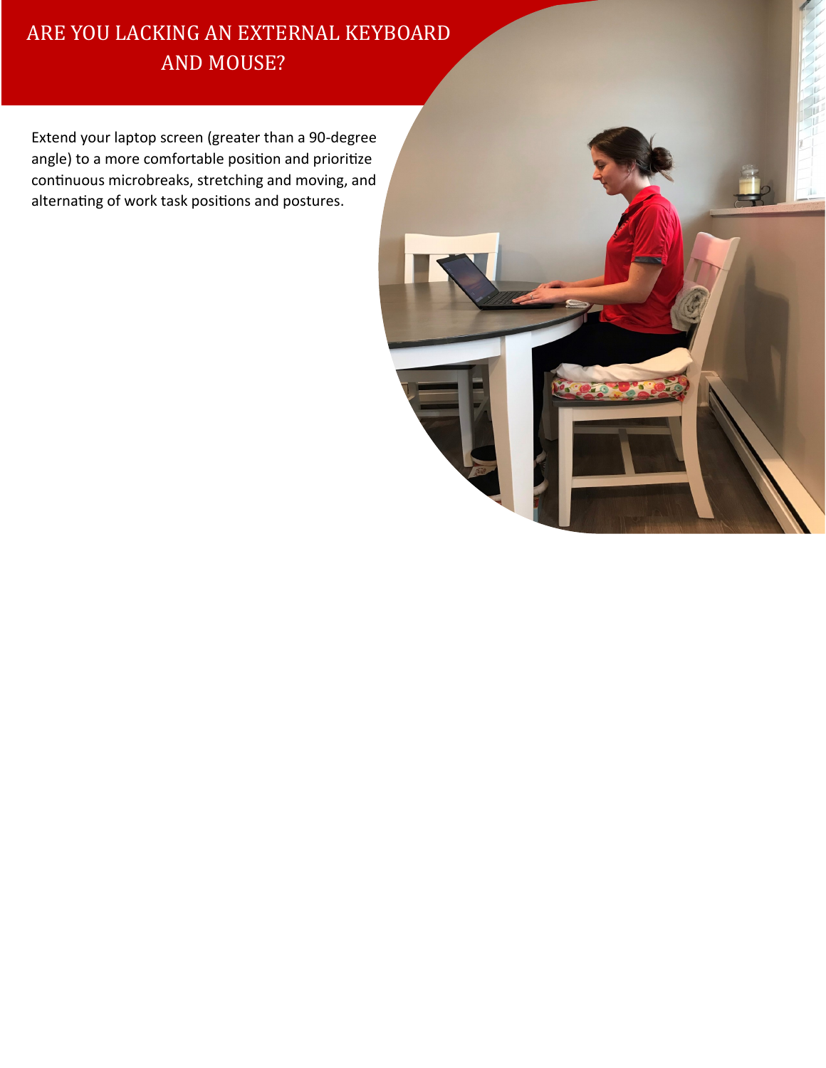# ARE YOU LACKING AN EXTERNAL KEYBOARD AND MOUSE?

Extend your laptop screen (greater than a 90-degree angle) to a more comfortable position and prioritize continuous microbreaks, stretching and moving, and alternating of work task positions and postures.